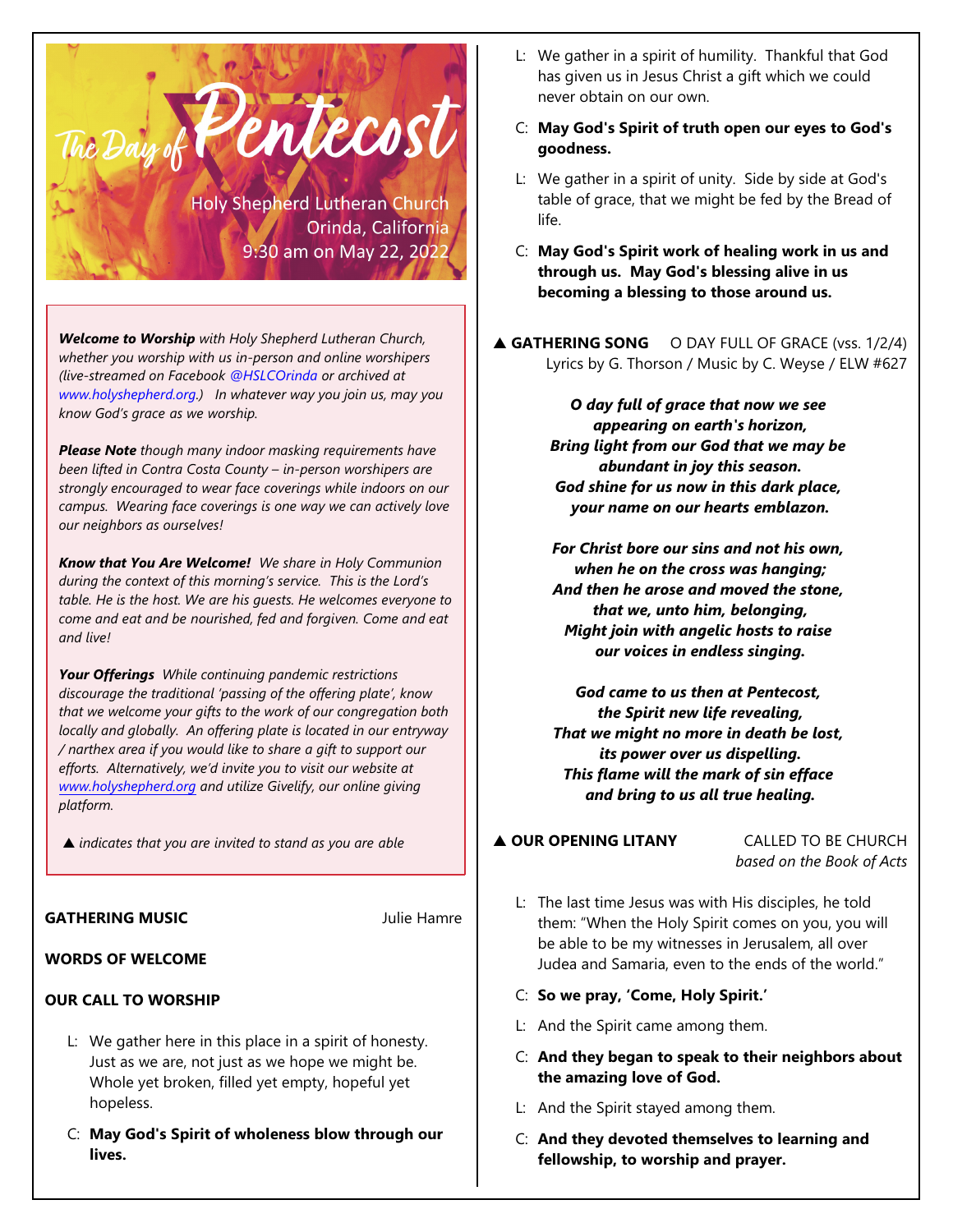# The Day of Pentecost

Holy Shepherd Lutheran Church
Orinda, California
9:30 am on May 22, 2022

***Welcome to Worship** with Holy Shepherd Lutheran Church, whether you worship with us in-person and online worshipers (live-streamed on Facebook @HSLCOrinda or archived at www.holyshepherd.org.) In whatever way you join us, may you know God's grace as we worship.*

***Please Note** though many indoor masking requirements have been lifted in Contra Costa County – in-person worshipers are strongly encouraged to wear face coverings while indoors on our campus. Wearing face coverings is one way we can actively love our neighbors as ourselves!*

***Know that You Are Welcome!** We share in Holy Communion during the context of this morning's service. This is the Lord's table. He is the host. We are his guests. He welcomes everyone to come and eat and be nourished, fed and forgiven. Come and eat and live!*

***Your Offerings** While continuing pandemic restrictions discourage the traditional 'passing of the offering plate', know that we welcome your gifts to the work of our congregation both locally and globally. An offering plate is located in our entryway / narthex area if you would like to share a gift to support our efforts. Alternatively, we'd invite you to visit our website at www.holyshepherd.org and utilize Givelify, our online giving platform.*

▲ *indicates that you are invited to stand as you are able*

**GATHERING MUSIC** Julie Hamre

**WORDS OF WELCOME**

**OUR CALL TO WORSHIP**

L: We gather here in this place in a spirit of honesty. Just as we are, not just as we hope we might be. Whole yet broken, filled yet empty, hopeful yet hopeless.

C: **May God's Spirit of wholeness blow through our lives.**

L: We gather in a spirit of humility. Thankful that God has given us in Jesus Christ a gift which we could never obtain on our own.

C: **May God's Spirit of truth open our eyes to God's goodness.**

L: We gather in a spirit of unity. Side by side at God's table of grace, that we might be fed by the Bread of life.

C: **May God's Spirit work of healing work in us and through us. May God's blessing alive in us becoming a blessing to those around us.**

▲ **GATHERING SONG** O DAY FULL OF GRACE (vss. 1/2/4)
Lyrics by G. Thorson / Music by C. Weyse / ELW #627

***O day full of grace that now we see***
***appearing on earth's horizon,***
***Bring light from our God that we may be***
***abundant in joy this season.***
***God shine for us now in this dark place,***
***your name on our hearts emblazon.***

***For Christ bore our sins and not his own,***
***when he on the cross was hanging;***
***And then he arose and moved the stone,***
***that we, unto him, belonging,***
***Might join with angelic hosts to raise***
***our voices in endless singing.***

***God came to us then at Pentecost,***
***the Spirit new life revealing,***
***That we might no more in death be lost,***
***its power over us dispelling.***
***This flame will the mark of sin efface***
***and bring to us all true healing.***

▲ **OUR OPENING LITANY** CALLED TO BE CHURCH
*based on the Book of Acts*

L: The last time Jesus was with His disciples, he told them: "When the Holy Spirit comes on you, you will be able to be my witnesses in Jerusalem, all over Judea and Samaria, even to the ends of the world."

C: **So we pray, 'Come, Holy Spirit.'**

L: And the Spirit came among them.

C: **And they began to speak to their neighbors about the amazing love of God.**

L: And the Spirit stayed among them.

C: **And they devoted themselves to learning and fellowship, to worship and prayer.**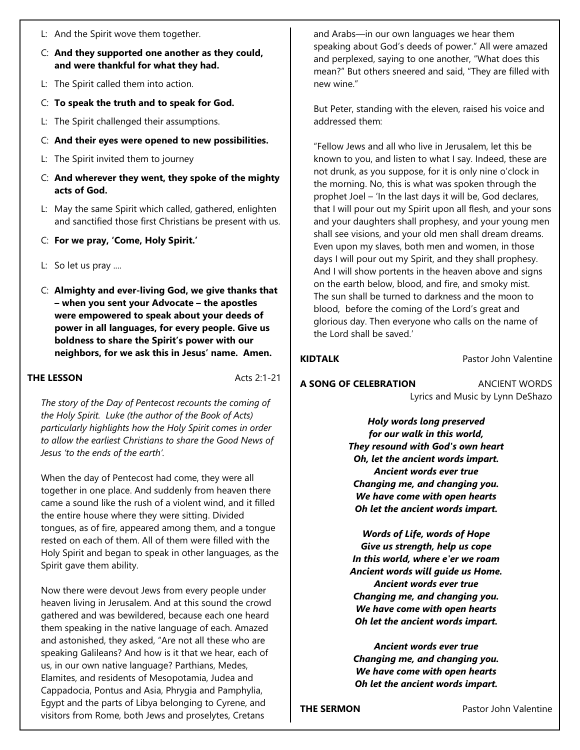L: And the Spirit wove them together.

C: **And they supported one another as they could, and were thankful for what they had.**

L: The Spirit called them into action.

C: **To speak the truth and to speak for God.**

L: The Spirit challenged their assumptions.

C: **And their eyes were opened to new possibilities.**

L: The Spirit invited them to journey

C: **And wherever they went, they spoke of the mighty acts of God.**

L: May the same Spirit which called, gathered, enlighten and sanctified those first Christians be present with us.

C: **For we pray, 'Come, Holy Spirit.'**

L: So let us pray ....

C: **Almighty and ever-living God, we give thanks that – when you sent your Advocate – the apostles were empowered to speak about your deeds of power in all languages, for every people. Give us boldness to share the Spirit's power with our neighbors, for we ask this in Jesus' name. Amen.**

**THE LESSON** Acts 2:1-21

*The story of the Day of Pentecost recounts the coming of the Holy Spirit. Luke (the author of the Book of Acts) particularly highlights how the Holy Spirit comes in order to allow the earliest Christians to share the Good News of Jesus 'to the ends of the earth'.*

When the day of Pentecost had come, they were all together in one place. And suddenly from heaven there came a sound like the rush of a violent wind, and it filled the entire house where they were sitting. Divided tongues, as of fire, appeared among them, and a tongue rested on each of them. All of them were filled with the Holy Spirit and began to speak in other languages, as the Spirit gave them ability.

Now there were devout Jews from every people under heaven living in Jerusalem. And at this sound the crowd gathered and was bewildered, because each one heard them speaking in the native language of each. Amazed and astonished, they asked, "Are not all these who are speaking Galileans? And how is it that we hear, each of us, in our own native language? Parthians, Medes, Elamites, and residents of Mesopotamia, Judea and Cappadocia, Pontus and Asia, Phrygia and Pamphylia, Egypt and the parts of Libya belonging to Cyrene, and visitors from Rome, both Jews and proselytes, Cretans and Arabs—in our own languages we hear them speaking about God's deeds of power." All were amazed and perplexed, saying to one another, "What does this mean?" But others sneered and said, "They are filled with new wine."

But Peter, standing with the eleven, raised his voice and addressed them:

"Fellow Jews and all who live in Jerusalem, let this be known to you, and listen to what I say. Indeed, these are not drunk, as you suppose, for it is only nine o'clock in the morning. No, this is what was spoken through the prophet Joel – 'In the last days it will be, God declares, that I will pour out my Spirit upon all flesh, and your sons and your daughters shall prophesy, and your young men shall see visions, and your old men shall dream dreams. Even upon my slaves, both men and women, in those days I will pour out my Spirit, and they shall prophesy. And I will show portents in the heaven above and signs on the earth below, blood, and fire, and smoky mist. The sun shall be turned to darkness and the moon to blood, before the coming of the Lord's great and glorious day. Then everyone who calls on the name of the Lord shall be saved.'

**KIDTALK** Pastor John Valentine

**A SONG OF CELEBRATION** ANCIENT WORDS
Lyrics and Music by Lynn DeShazo

***Holy words long preserved***
***for our walk in this world,***
***They resound with God's own heart***
***Oh, let the ancient words impart.***
***Ancient words ever true***
***Changing me, and changing you.***
***We have come with open hearts***
***Oh let the ancient words impart.***

***Words of Life, words of Hope***
***Give us strength, help us cope***
***In this world, where e'er we roam***
***Ancient words will guide us Home.***
***Ancient words ever true***
***Changing me, and changing you.***
***We have come with open hearts***
***Oh let the ancient words impart.***

***Ancient words ever true***
***Changing me, and changing you.***
***We have come with open hearts***
***Oh let the ancient words impart.***

**THE SERMON** Pastor John Valentine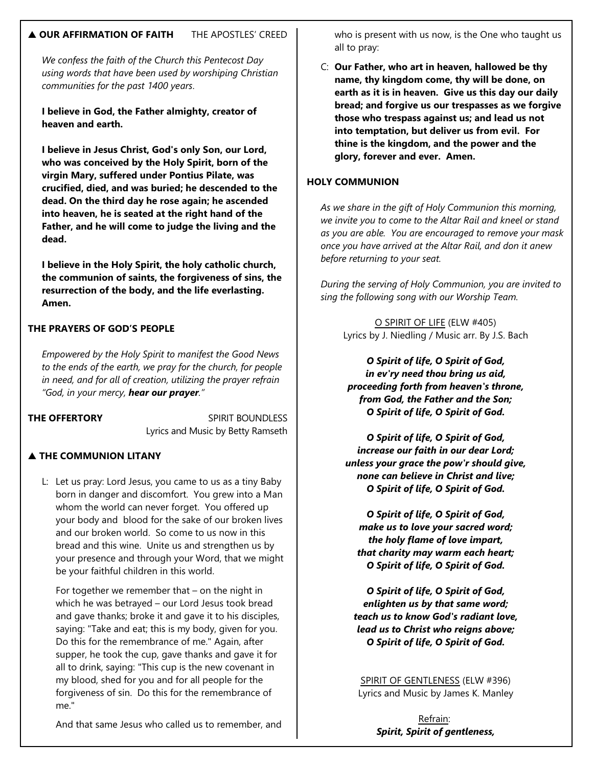**▲ OUR AFFIRMATION OF FAITH** THE APOSTLES' CREED

*We confess the faith of the Church this Pentecost Day using words that have been used by worshiping Christian communities for the past 1400 years.*

**I believe in God, the Father almighty, creator of heaven and earth.**

**I believe in Jesus Christ, God's only Son, our Lord, who was conceived by the Holy Spirit, born of the virgin Mary, suffered under Pontius Pilate, was crucified, died, and was buried; he descended to the dead. On the third day he rose again; he ascended into heaven, he is seated at the right hand of the Father, and he will come to judge the living and the dead.**

**I believe in the Holy Spirit, the holy catholic church, the communion of saints, the forgiveness of sins, the resurrection of the body, and the life everlasting. Amen.**

**THE PRAYERS OF GOD'S PEOPLE**

*Empowered by the Holy Spirit to manifest the Good News to the ends of the earth, we pray for the church, for people in need, and for all of creation, utilizing the prayer refrain "God, in your mercy, **hear our prayer**."*

**THE OFFERTORY** SPIRIT BOUNDLESS
Lyrics and Music by Betty Ramseth

**▲ THE COMMUNION LITANY**

L: Let us pray: Lord Jesus, you came to us as a tiny Baby born in danger and discomfort. You grew into a Man whom the world can never forget. You offered up your body and blood for the sake of our broken lives and our broken world. So come to us now in this bread and this wine. Unite us and strengthen us by your presence and through your Word, that we might be your faithful children in this world.

For together we remember that – on the night in which he was betrayed – our Lord Jesus took bread and gave thanks; broke it and gave it to his disciples, saying: "Take and eat; this is my body, given for you. Do this for the remembrance of me." Again, after supper, he took the cup, gave thanks and gave it for all to drink, saying: "This cup is the new covenant in my blood, shed for you and for all people for the forgiveness of sin. Do this for the remembrance of me."

And that same Jesus who called us to remember, and who is present with us now, is the One who taught us all to pray:

C: **Our Father, who art in heaven, hallowed be thy name, thy kingdom come, thy will be done, on earth as it is in heaven. Give us this day our daily bread; and forgive us our trespasses as we forgive those who trespass against us; and lead us not into temptation, but deliver us from evil. For thine is the kingdom, and the power and the glory, forever and ever. Amen.**

**HOLY COMMUNION**

*As we share in the gift of Holy Communion this morning, we invite you to come to the Altar Rail and kneel or stand as you are able. You are encouraged to remove your mask once you have arrived at the Altar Rail, and don it anew before returning to your seat.*

*During the serving of Holy Communion, you are invited to sing the following song with our Worship Team.*

O SPIRIT OF LIFE (ELW #405)
Lyrics by J. Niedling / Music arr. By J.S. Bach

***O Spirit of life, O Spirit of God,***
***in ev'ry need thou bring us aid,***
***proceeding forth from heaven's throne,***
***from God, the Father and the Son;***
***O Spirit of life, O Spirit of God.***

***O Spirit of life, O Spirit of God,***
***increase our faith in our dear Lord;***
***unless your grace the pow'r should give,***
***none can believe in Christ and live;***
***O Spirit of life, O Spirit of God.***

***O Spirit of life, O Spirit of God,***
***make us to love your sacred word;***
***the holy flame of love impart,***
***that charity may warm each heart;***
***O Spirit of life, O Spirit of God.***

***O Spirit of life, O Spirit of God,***
***enlighten us by that same word;***
***teach us to know God's radiant love,***
***lead us to Christ who reigns above;***
***O Spirit of life, O Spirit of God.***

SPIRIT OF GENTLENESS (ELW #396)
Lyrics and Music by James K. Manley

Refrain:
***Spirit, Spirit of gentleness,***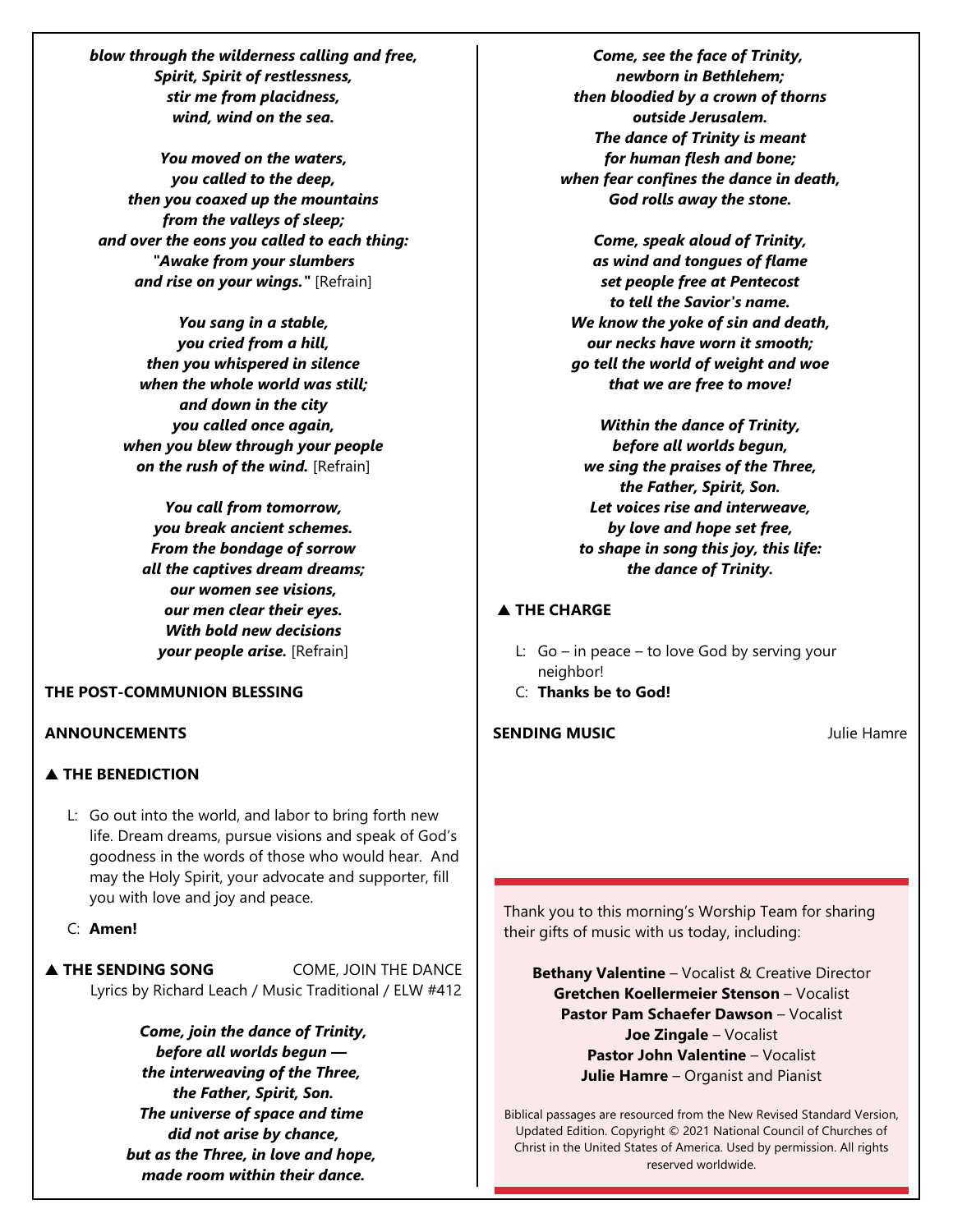***blow through the wilderness calling and free,***
***Spirit, Spirit of restlessness,***
***stir me from placidness,***
***wind, wind on the sea.***

***You moved on the waters,***
***you called to the deep,***
***then you coaxed up the mountains***
***from the valleys of sleep;***
***and over the eons you called to each thing:***
***"Awake from your slumbers***
***and rise on your wings."*** [Refrain]

***You sang in a stable,***
***you cried from a hill,***
***then you whispered in silence***
***when the whole world was still;***
***and down in the city***
***you called once again,***
***when you blew through your people***
***on the rush of the wind.*** [Refrain]

***You call from tomorrow,***
***you break ancient schemes.***
***From the bondage of sorrow***
***all the captives dream dreams;***
***our women see visions,***
***our men clear their eyes.***
***With bold new decisions***
***your people arise.*** [Refrain]

**THE POST-COMMUNION BLESSING**

**ANNOUNCEMENTS**

**▲ THE BENEDICTION**

L: Go out into the world, and labor to bring forth new life. Dream dreams, pursue visions and speak of God's goodness in the words of those who would hear. And may the Holy Spirit, your advocate and supporter, fill you with love and joy and peace.

C: **Amen!**

**▲ THE SENDING SONG** COME, JOIN THE DANCE
Lyrics by Richard Leach / Music Traditional / ELW #412

***Come, join the dance of Trinity,***
***before all worlds begun —***
***the interweaving of the Three,***
***the Father, Spirit, Son.***
***The universe of space and time***
***did not arise by chance,***
***but as the Three, in love and hope,***
***made room within their dance.***

***Come, see the face of Trinity,***
***newborn in Bethlehem;***
***then bloodied by a crown of thorns***
***outside Jerusalem.***
***The dance of Trinity is meant***
***for human flesh and bone;***
***when fear confines the dance in death,***
***God rolls away the stone.***

***Come, speak aloud of Trinity,***
***as wind and tongues of flame***
***set people free at Pentecost***
***to tell the Savior's name.***
***We know the yoke of sin and death,***
***our necks have worn it smooth;***
***go tell the world of weight and woe***
***that we are free to move!***

***Within the dance of Trinity,***
***before all worlds begun,***
***we sing the praises of the Three,***
***the Father, Spirit, Son.***
***Let voices rise and interweave,***
***by love and hope set free,***
***to shape in song this joy, this life:***
***the dance of Trinity.***

**▲ THE CHARGE**

L: Go – in peace – to love God by serving your neighbor!

C: **Thanks be to God!**

**SENDING MUSIC** Julie Hamre

Thank you to this morning's Worship Team for sharing their gifts of music with us today, including:

**Bethany Valentine** – Vocalist & Creative Director
**Gretchen Koellermeier Stenson** – Vocalist
**Pastor Pam Schaefer Dawson** – Vocalist
**Joe Zingale** – Vocalist
**Pastor John Valentine** – Vocalist
**Julie Hamre** – Organist and Pianist

Biblical passages are resourced from the New Revised Standard Version, Updated Edition. Copyright © 2021 National Council of Churches of Christ in the United States of America. Used by permission. All rights reserved worldwide.